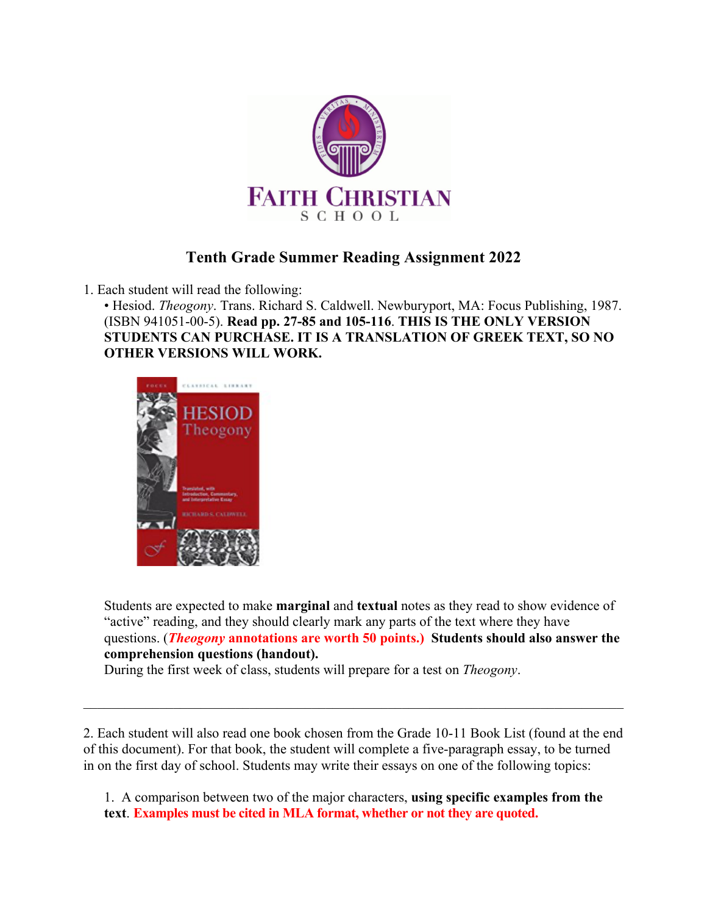FAITH CHRISTIAN SCHOOL

## Tenth Grade Summer Reading Assignment 2022

1. Each student will read the following:
   - Hesiod. *Theogony*. Trans. Richard S. Caldwell. Newburyport, MA: Focus Publishing, 1987. (ISBN 941051-00-5). **Read pp. 27-85 and 105-116**. **THIS IS THE ONLY VERSION STUDENTS CAN PURCHASE. IT IS A TRANSLATION OF GREEK TEXT, SO NO OTHER VERSIONS WILL WORK.**

   Students are expected to make **marginal** and **textual** notes as they read to show evidence of "active" reading, and they should clearly mark any parts of the text where they have questions. (***Theogony* annotations are worth 50 points.)** **Students should also answer the comprehension questions (handout).**

   During the first week of class, students will prepare for a test on *Theogony*.

---

2. Each student will also read one book chosen from the Grade 10-11 Book List (found at the end of this document). For that book, the student will complete a five-paragraph essay, to be turned in on the first day of school. Students may write their essays on one of the following topics:

   1. A comparison between two of the major characters, **using specific examples from the text**. **Examples must be cited in MLA format, whether or not they are quoted.**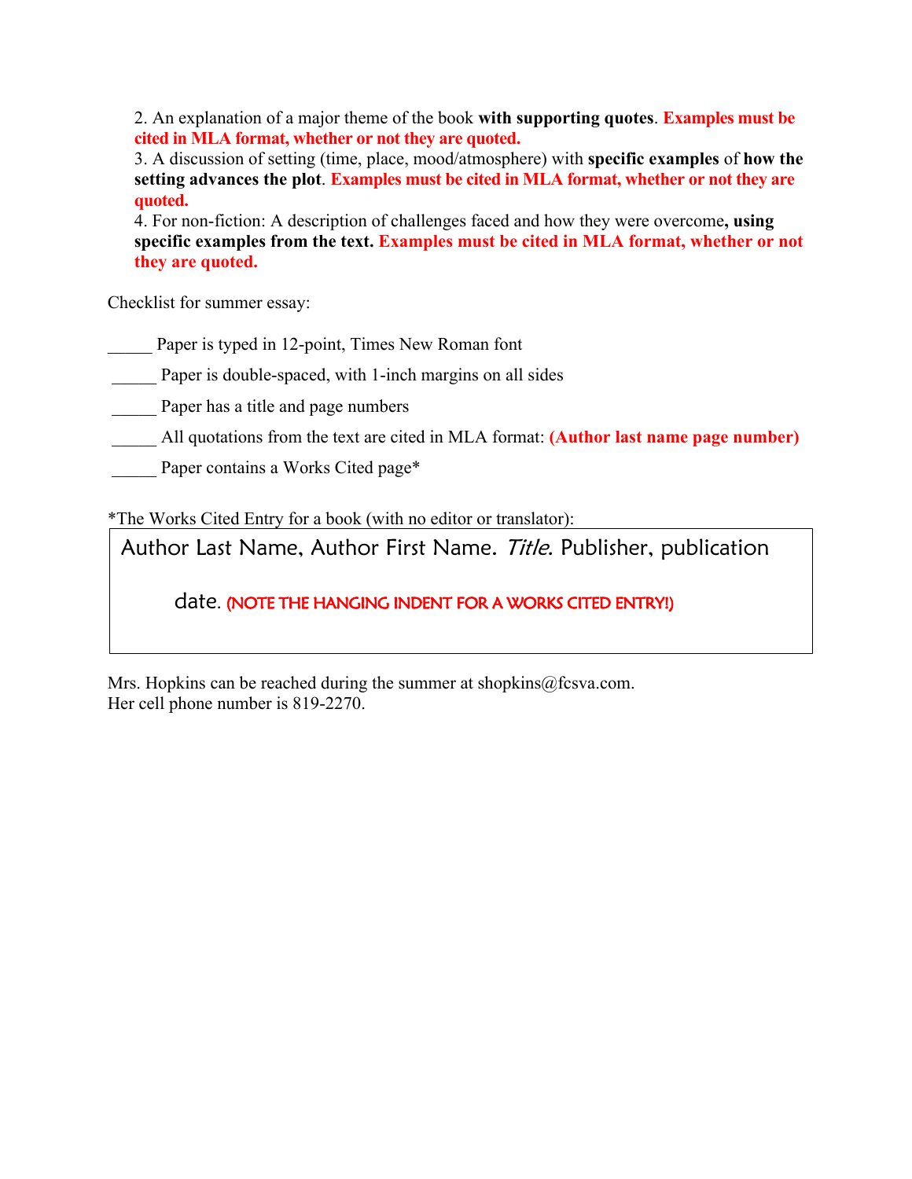2. An explanation of a major theme of the book **with supporting quotes**. **Examples must be cited in MLA format, whether or not they are quoted.**
3. A discussion of setting (time, place, mood/atmosphere) with **specific examples** of **how the setting advances the plot**. **Examples must be cited in MLA format, whether or not they are quoted.**
4. For non-fiction: A description of challenges faced and how they were overcome**, using specific examples from the text. Examples must be cited in MLA format, whether or not they are quoted.**

Checklist for summer essay:

_____ Paper is typed in 12-point, Times New Roman font

_____ Paper is double-spaced, with 1-inch margins on all sides

_____ Paper has a title and page numbers

_____ All quotations from the text are cited in MLA format: **(Author last name page number)**

_____ Paper contains a Works Cited page*

*The Works Cited Entry for a book (with no editor or translator):

> Author Last Name, Author First Name. *Title*. Publisher, publication
>
> date. (NOTE THE HANGING INDENT FOR A WORKS CITED ENTRY!)

Mrs. Hopkins can be reached during the summer at shopkins@fcsva.com.
Her cell phone number is 819-2270.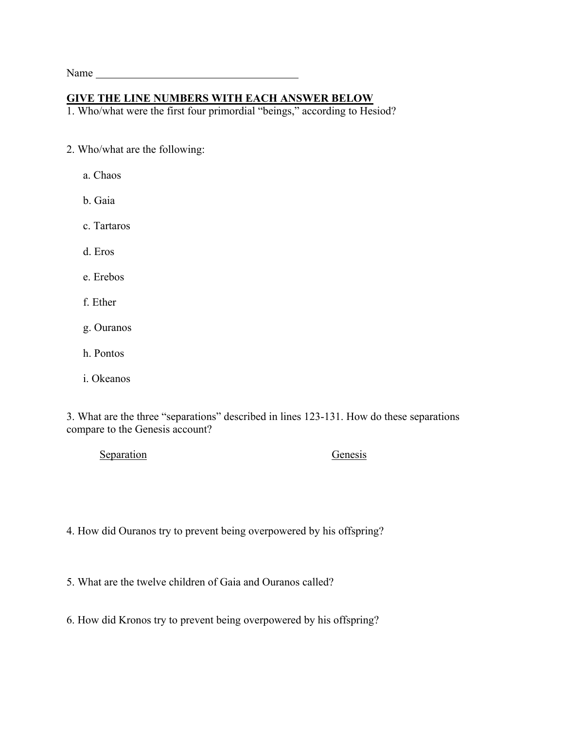Name ______________________________________

**GIVE THE LINE NUMBERS WITH EACH ANSWER BELOW**

1. Who/what were the first four primordial “beings,” according to Hesiod?

2. Who/what are the following:

   a. Chaos

   b. Gaia

   c. Tartaros

   d. Eros

   e. Erebos

   f. Ether

   g. Ouranos

   h. Pontos

   i. Okeanos

3. What are the three “separations” described in lines 123-131. How do these separations compare to the Genesis account?

| Separation | Genesis |
| --- | --- |
| | |

4. How did Ouranos try to prevent being overpowered by his offspring?

5. What are the twelve children of Gaia and Ouranos called?

6. How did Kronos try to prevent being overpowered by his offspring?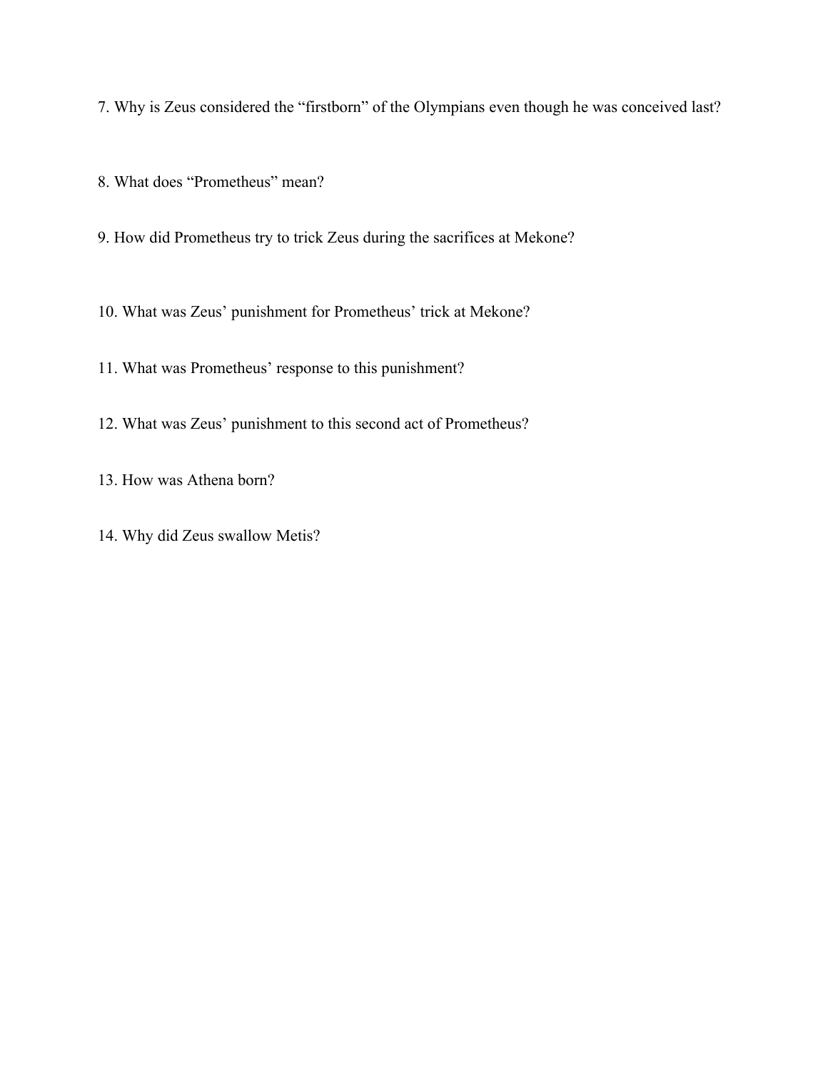7. Why is Zeus considered the "firstborn" of the Olympians even though he was conceived last?

8. What does "Prometheus" mean?

9. How did Prometheus try to trick Zeus during the sacrifices at Mekone?

10. What was Zeus' punishment for Prometheus' trick at Mekone?

11. What was Prometheus' response to this punishment?

12. What was Zeus' punishment to this second act of Prometheus?

13. How was Athena born?

14. Why did Zeus swallow Metis?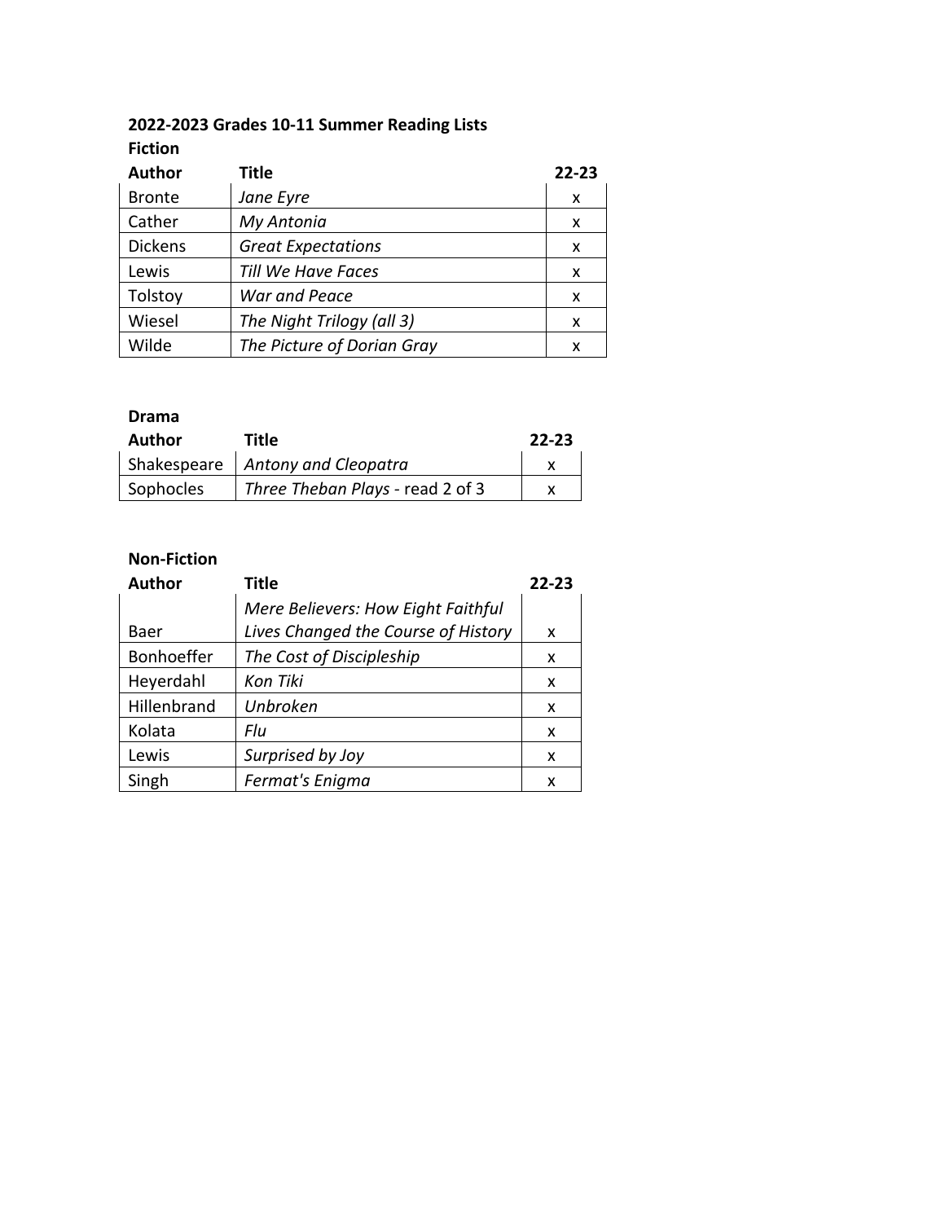**2022-2023 Grades 10-11 Summer Reading Lists**

**Fiction**

| Author | Title | 22-23 |
|---|---|---|
| Bronte | *Jane Eyre* | x |
| Cather | *My Antonia* | x |
| Dickens | *Great Expectations* | x |
| Lewis | *Till We Have Faces* | x |
| Tolstoy | *War and Peace* | x |
| Wiesel | *The Night Trilogy (all 3)* | x |
| Wilde | *The Picture of Dorian Gray* | x |

**Drama**

| Author | Title | 22-23 |
|---|---|---|
| Shakespeare | *Antony and Cleopatra* | x |
| Sophocles | *Three Theban Plays* - read 2 of 3 | x |

**Non-Fiction**

| Author | Title | 22-23 |
|---|---|---|
| Baer | *Mere Believers: How Eight Faithful Lives Changed the Course of History* | x |
| Bonhoeffer | *The Cost of Discipleship* | x |
| Heyerdahl | *Kon Tiki* | x |
| Hillenbrand | *Unbroken* | x |
| Kolata | *Flu* | x |
| Lewis | *Surprised by Joy* | x |
| Singh | *Fermat's Enigma* | x |